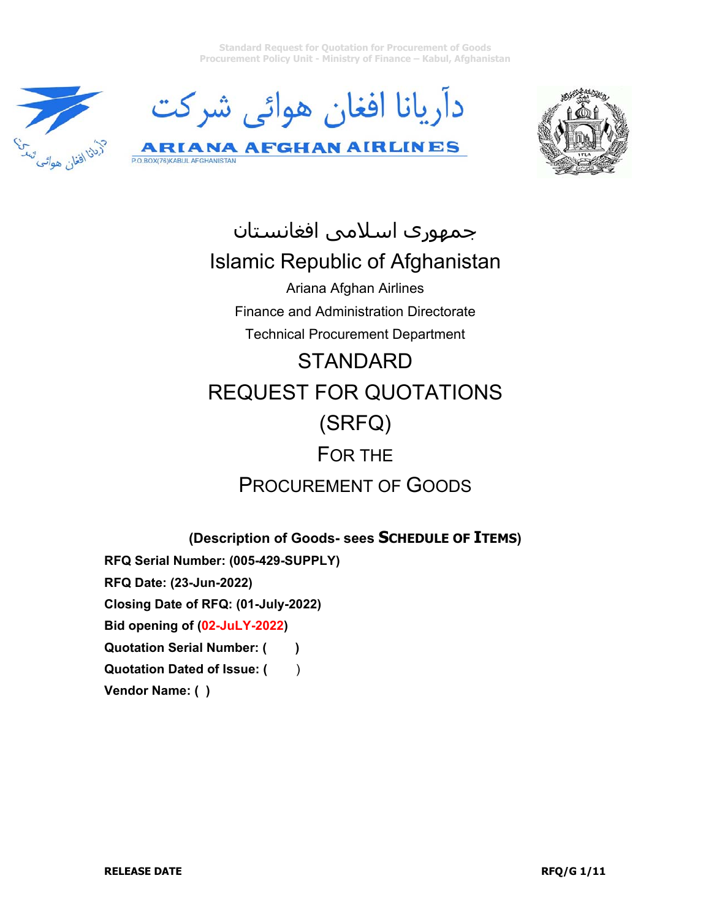Standard Request for Quotation for Procurement of Goods
Procurement Policy Unit - Ministry of Finance – Kabul, Afghanistan

دآریانا افغان هوائی شرکت

ARIANA AFGHAN AIRLINES

P.O.BOX(76)KABUL AFGHANISTAN

جمهوری اسلامی افغانستان

# Islamic Republic of Afghanistan

Ariana Afghan Airlines

Finance and Administration Directorate

Technical Procurement Department

# STANDARD REQUEST FOR QUOTATIONS (SRFQ)

# FOR THE PROCUREMENT OF GOODS

**(Description of Goods- sees SCHEDULE OF ITEMS)**

**RFQ Serial Number: (005-429-SUPPLY)**

**RFQ Date: (23-Jun-2022)**

**Closing Date of RFQ: (01-July-2022)**

**Bid opening of (02-JuLY-2022)**

**Quotation Serial Number: ( )**

**Quotation Dated of Issue: (** )

**Vendor Name: ( )**

**RELEASE DATE**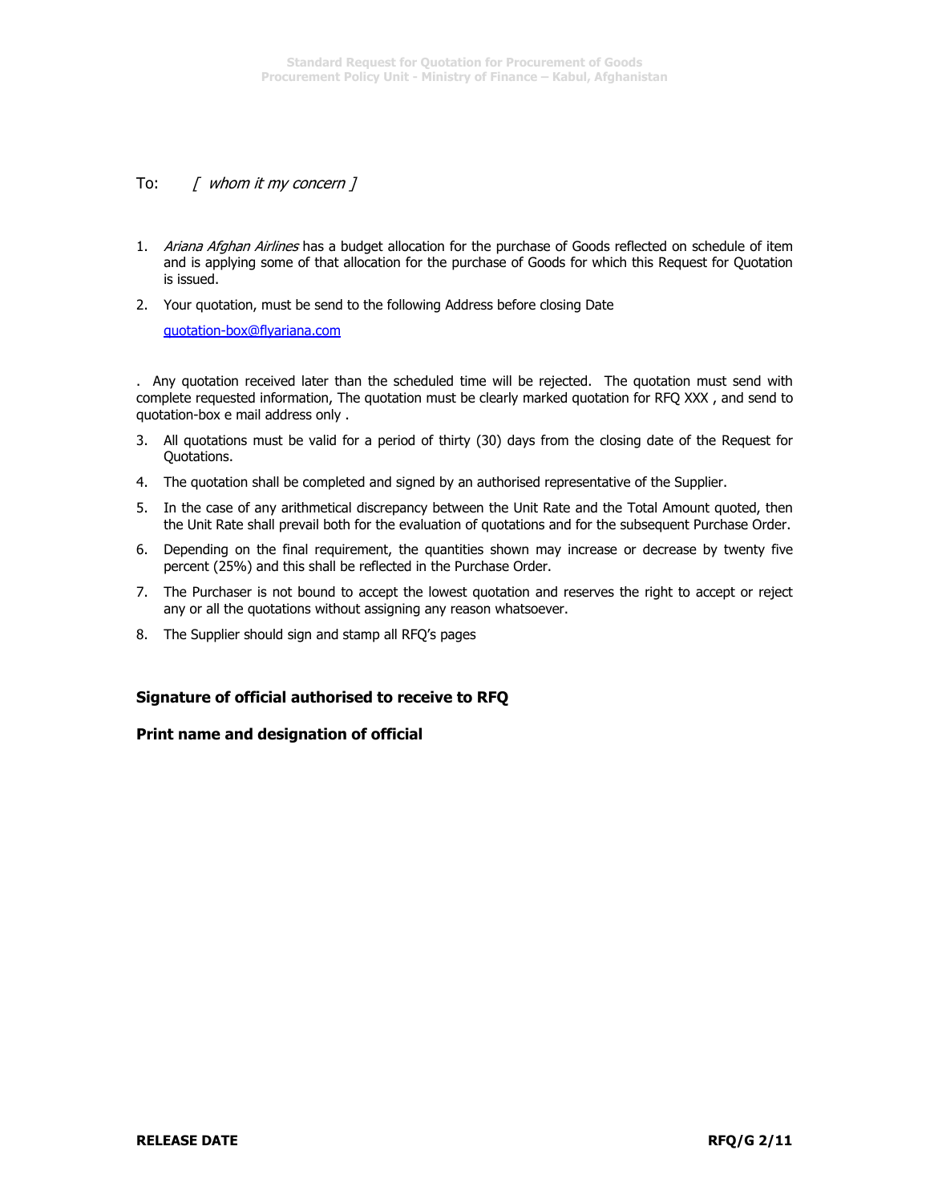To: *[ whom it my concern ]*

1. *Ariana Afghan Airlines* has a budget allocation for the purchase of Goods reflected on schedule of item and is applying some of that allocation for the purchase of Goods for which this Request for Quotation is issued.

2. Your quotation, must be send to the following Address before closing Date

   quotation-box@flyariana.com

. Any quotation received later than the scheduled time will be rejected. The quotation must send with complete requested information, The quotation must be clearly marked quotation for RFQ XXX , and send to quotation-box e mail address only .

3. All quotations must be valid for a period of thirty (30) days from the closing date of the Request for Quotations.

4. The quotation shall be completed and signed by an authorised representative of the Supplier.

5. In the case of any arithmetical discrepancy between the Unit Rate and the Total Amount quoted, then the Unit Rate shall prevail both for the evaluation of quotations and for the subsequent Purchase Order.

6. Depending on the final requirement, the quantities shown may increase or decrease by twenty five percent (25%) and this shall be reflected in the Purchase Order.

7. The Purchaser is not bound to accept the lowest quotation and reserves the right to accept or reject any or all the quotations without assigning any reason whatsoever.

8. The Supplier should sign and stamp all RFQ's pages

**Signature of official authorised to receive to RFQ**

**Print name and designation of official**

**RELEASE DATE**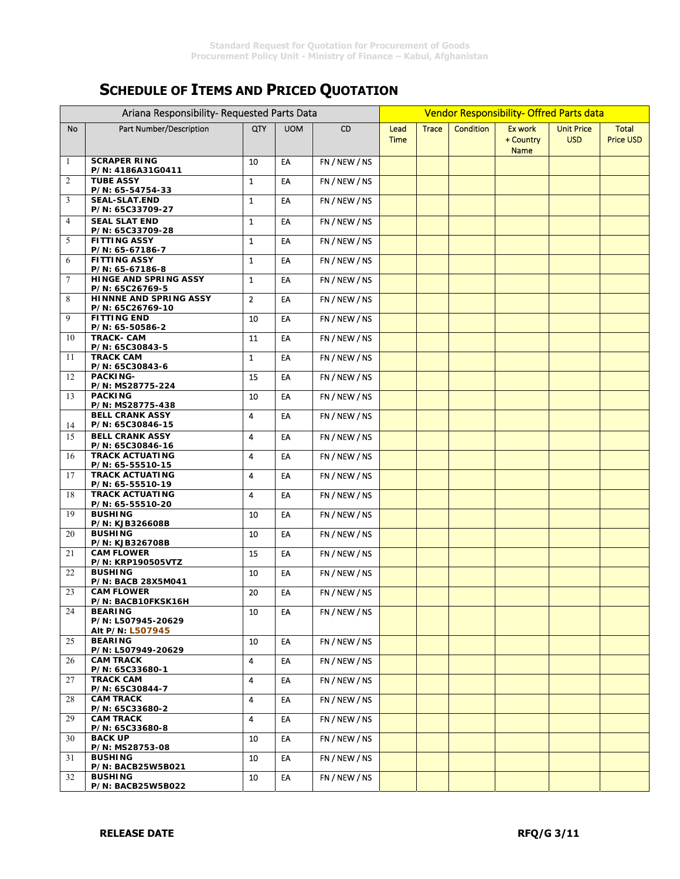# SCHEDULE OF ITEMS AND PRICED QUOTATION

| Ariana Responsibility- Requested Parts Data | | | | | Vendor Responsibility- Offred Parts data | | | | | |
|---|---|---|---|---|---|---|---|---|---|---|
| No | Part Number/Description | QTY | UOM | CD | Lead Time | Trace | Condition | Ex work + Country Name | Unit Price USD | Total Price USD |
| 1 | **SCRAPER RING P/N: 4186A31G0411** | 10 | EA | FN / NEW / NS | | | | | | |
| 2 | **TUBE ASSY P/N: 65-54754-33** | 1 | EA | FN / NEW / NS | | | | | | |
| 3 | **SEAL-SLAT.END P/N: 65C33709-27** | 1 | EA | FN / NEW / NS | | | | | | |
| 4 | **SEAL SLAT END P/N: 65C33709-28** | 1 | EA | FN / NEW / NS | | | | | | |
| 5 | **FITTING ASSY P/N: 65-67186-7** | 1 | EA | FN / NEW / NS | | | | | | |
| 6 | **FITTING ASSY P/N: 65-67186-8** | 1 | EA | FN / NEW / NS | | | | | | |
| 7 | **HINGE AND SPRING ASSY P/N: 65C26769-5** | 1 | EA | FN / NEW / NS | | | | | | |
| 8 | **HINNNE AND SPRING ASSY P/N: 65C26769-10** | 2 | EA | FN / NEW / NS | | | | | | |
| 9 | **FITTING END P/N: 65-50586-2** | 10 | EA | FN / NEW / NS | | | | | | |
| 10 | **TRACK- CAM P/N: 65C30843-5** | 11 | EA | FN / NEW / NS | | | | | | |
| 11 | **TRACK CAM P/N: 65C30843-6** | 1 | EA | FN / NEW / NS | | | | | | |
| 12 | **PACKING- P/N: MS28775-224** | 15 | EA | FN / NEW / NS | | | | | | |
| 13 | **PACKING P/N: MS28775-438** | 10 | EA | FN / NEW / NS | | | | | | |
| 14 | **BELL CRANK ASSY P/N: 65C30846-15** | 4 | EA | FN / NEW / NS | | | | | | |
| 15 | **BELL CRANK ASSY P/N: 65C30846-16** | 4 | EA | FN / NEW / NS | | | | | | |
| 16 | **TRACK ACTUATING P/N: 65-55510-15** | 4 | EA | FN / NEW / NS | | | | | | |
| 17 | **TRACK ACTUATING P/N: 65-55510-19** | 4 | EA | FN / NEW / NS | | | | | | |
| 18 | **TRACK ACTUATING P/N: 65-55510-20** | 4 | EA | FN / NEW / NS | | | | | | |
| 19 | **BUSHING P/N: KJB326608B** | 10 | EA | FN / NEW / NS | | | | | | |
| 20 | **BUSHING P/N: KJB326708B** | 10 | EA | FN / NEW / NS | | | | | | |
| 21 | **CAM FLOWER P/N: KRP190505VTZ** | 15 | EA | FN / NEW / NS | | | | | | |
| 22 | **BUSHING P/N: BACB 28X5M041** | 10 | EA | FN / NEW / NS | | | | | | |
| 23 | **CAM FLOWER P/N: BACB10FKSK16H** | 20 | EA | FN / NEW / NS | | | | | | |
| 24 | **BEARING P/N: L507945-20629 Alt P/N: L507945** | 10 | EA | FN / NEW / NS | | | | | | |
| 25 | **BEARING P/N: L507949-20629** | 10 | EA | FN / NEW / NS | | | | | | |
| 26 | **CAM TRACK P/N: 65C33680-1** | 4 | EA | FN / NEW / NS | | | | | | |
| 27 | **TRACK CAM P/N: 65C30844-7** | 4 | EA | FN / NEW / NS | | | | | | |
| 28 | **CAM TRACK P/N: 65C33680-2** | 4 | EA | FN / NEW / NS | | | | | | |
| 29 | **CAM TRACK P/N: 65C33680-8** | 4 | EA | FN / NEW / NS | | | | | | |
| 30 | **BACK UP P/N: MS28753-08** | 10 | EA | FN / NEW / NS | | | | | | |
| 31 | **BUSHING P/N: BACB25W5B021** | 10 | EA | FN / NEW / NS | | | | | | |
| 32 | **BUSHING P/N: BACB25W5B022** | 10 | EA | FN / NEW / NS | | | | | | |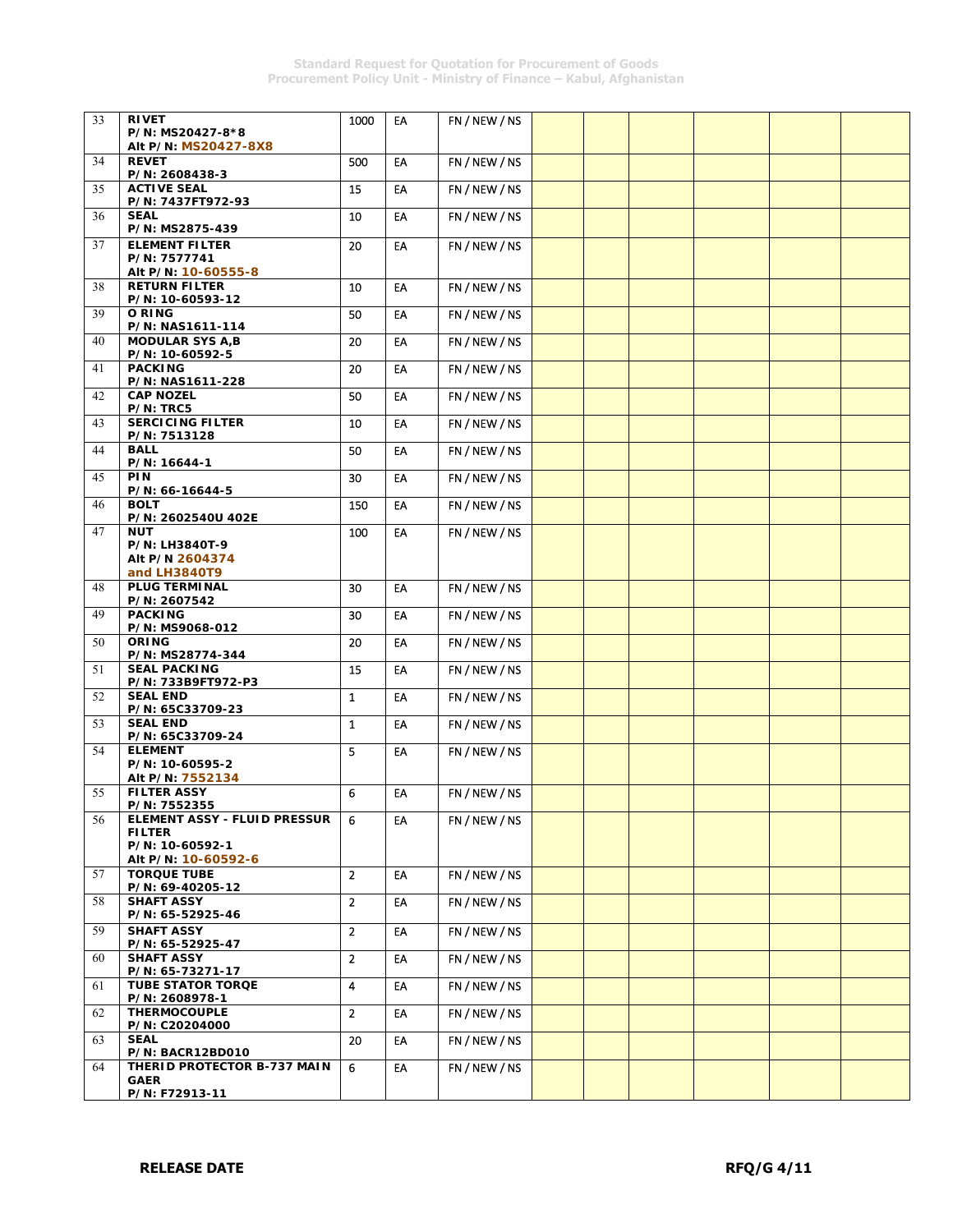| 33 | **RIVET**<br>**P/N: MS20427-8*8**<br>**Alt P/N: MS20427-8X8** | 1000 | EA | FN / NEW / NS | | | | | | |
|---|---|---|---|---|---|---|---|---|---|---|
| 34 | **REVET**<br>**P/N: 2608438-3** | 500 | EA | FN / NEW / NS | | | | | | |
| 35 | **ACTIVE SEAL**<br>**P/N: 7437FT972-93** | 15 | EA | FN / NEW / NS | | | | | | |
| 36 | **SEAL**<br>**P/N: MS2875-439** | 10 | EA | FN / NEW / NS | | | | | | |
| 37 | **ELEMENT FILTER**<br>**P/N: 7577741**<br>**Alt P/N: 10-60555-8** | 20 | EA | FN / NEW / NS | | | | | | |
| 38 | **RETURN FILTER**<br>**P/N: 10-60593-12** | 10 | EA | FN / NEW / NS | | | | | | |
| 39 | **O RING**<br>**P/N: NAS1611-114** | 50 | EA | FN / NEW / NS | | | | | | |
| 40 | **MODULAR SYS A,B**<br>**P/N: 10-60592-5** | 20 | EA | FN / NEW / NS | | | | | | |
| 41 | **PACKING**<br>**P/N: NAS1611-228** | 20 | EA | FN / NEW / NS | | | | | | |
| 42 | **CAP NOZEL**<br>**P/N: TRC5** | 50 | EA | FN / NEW / NS | | | | | | |
| 43 | **SERCICING FILTER**<br>**P/N: 7513128** | 10 | EA | FN / NEW / NS | | | | | | |
| 44 | **BALL**<br>**P/N: 16644-1** | 50 | EA | FN / NEW / NS | | | | | | |
| 45 | **PIN**<br>**P/N: 66-16644-5** | 30 | EA | FN / NEW / NS | | | | | | |
| 46 | **BOLT**<br>**P/N: 2602540U 402E** | 150 | EA | FN / NEW / NS | | | | | | |
| 47 | **NUT**<br>**P/N: LH3840T-9**<br>**Alt P/N 2604374 and LH3840T9** | 100 | EA | FN / NEW / NS | | | | | | |
| 48 | **PLUG TERMINAL**<br>**P/N: 2607542** | 30 | EA | FN / NEW / NS | | | | | | |
| 49 | **PACKING**<br>**P/N: MS9068-012** | 30 | EA | FN / NEW / NS | | | | | | |
| 50 | **ORING**<br>**P/N: MS28774-344** | 20 | EA | FN / NEW / NS | | | | | | |
| 51 | **SEAL PACKING**<br>**P/N: 733B9FT972-P3** | 15 | EA | FN / NEW / NS | | | | | | |
| 52 | **SEAL END**<br>**P/N: 65C33709-23** | 1 | EA | FN / NEW / NS | | | | | | |
| 53 | **SEAL END**<br>**P/N: 65C33709-24** | 1 | EA | FN / NEW / NS | | | | | | |
| 54 | **ELEMENT**<br>**P/N: 10-60595-2**<br>**Alt P/N: 7552134** | 5 | EA | FN / NEW / NS | | | | | | |
| 55 | **FILTER ASSY**<br>**P/N: 7552355** | 6 | EA | FN / NEW / NS | | | | | | |
| 56 | **ELEMENT ASSY - FLUID PRESSUR FILTER**<br>**P/N: 10-60592-1**<br>**Alt P/N: 10-60592-6** | 6 | EA | FN / NEW / NS | | | | | | |
| 57 | **TORQUE TUBE**<br>**P/N: 69-40205-12** | 2 | EA | FN / NEW / NS | | | | | | |
| 58 | **SHAFT ASSY**<br>**P/N: 65-52925-46** | 2 | EA | FN / NEW / NS | | | | | | |
| 59 | **SHAFT ASSY**<br>**P/N: 65-52925-47** | 2 | EA | FN / NEW / NS | | | | | | |
| 60 | **SHAFT ASSY**<br>**P/N: 65-73271-17** | 2 | EA | FN / NEW / NS | | | | | | |
| 61 | **TUBE STATOR TORQE**<br>**P/N: 2608978-1** | 4 | EA | FN / NEW / NS | | | | | | |
| 62 | **THERMOCOUPLE**<br>**P/N: C20204000** | 2 | EA | FN / NEW / NS | | | | | | |
| 63 | **SEAL**<br>**P/N: BACR12BD010** | 20 | EA | FN / NEW / NS | | | | | | |
| 64 | **THERID PROTECTOR B-737 MAIN GAER**<br>**P/N: F72913-11** | 6 | EA | FN / NEW / NS | | | | | | |

**RELEASE DATE**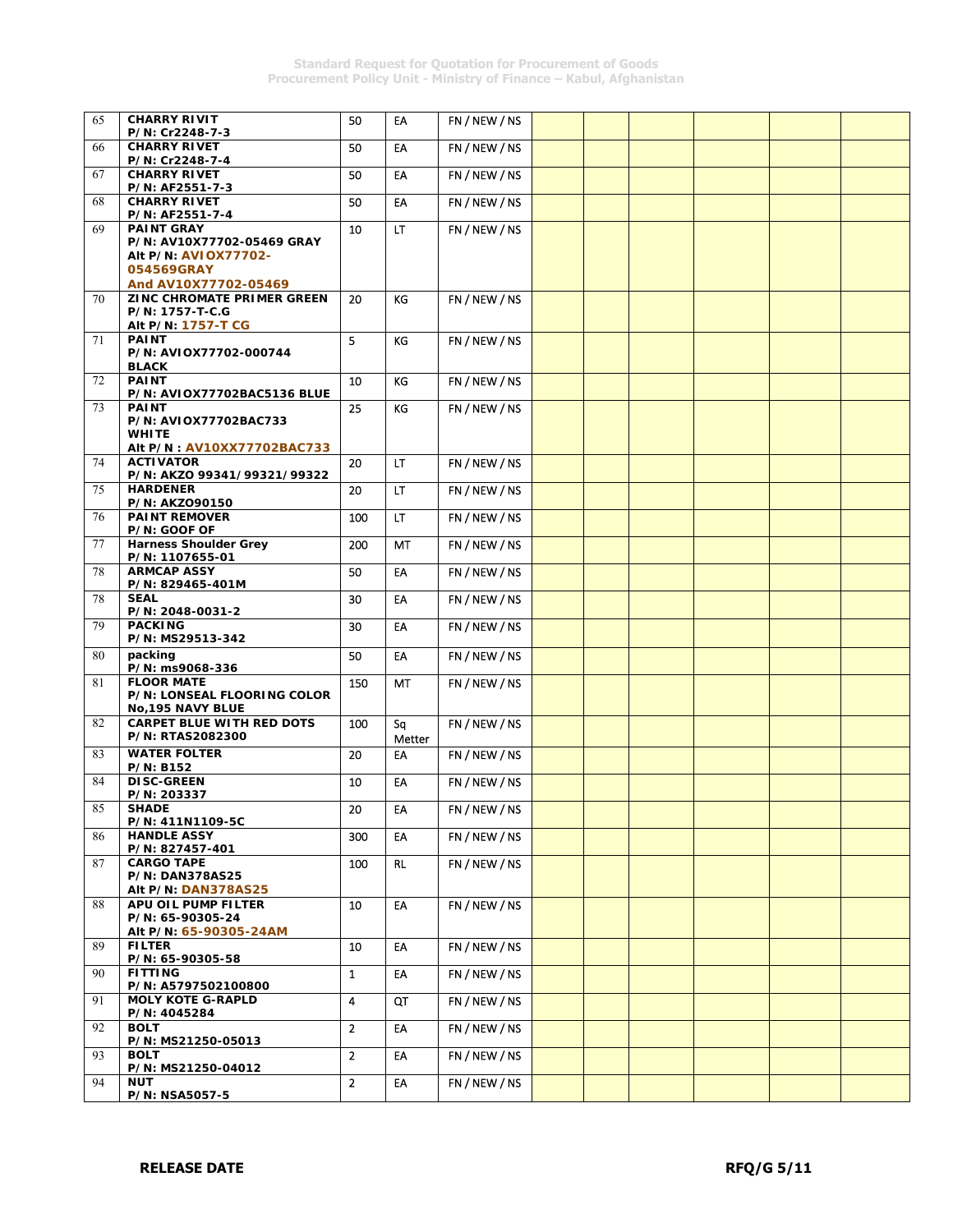| 65 | **CHARRY RIVIT**<br>**P/N: Cr2248-7-3** | 50 | EA | FN / NEW / NS | | | | | | |
|---|---|---|---|---|---|---|---|---|---|---|
| 66 | **CHARRY RIVET**<br>**P/N: Cr2248-7-4** | 50 | EA | FN / NEW / NS | | | | | | |
| 67 | **CHARRY RIVET**<br>**P/N: AF2551-7-3** | 50 | EA | FN / NEW / NS | | | | | | |
| 68 | **CHARRY RIVET**<br>**P/N: AF2551-7-4** | 50 | EA | FN / NEW / NS | | | | | | |
| 69 | **PAINT GRAY**<br>**P/N: AV10X77702-05469 GRAY**<br>**Alt P/N: AVIOX77702-054569GRAY**<br>**And AV10X77702-05469** | 10 | LT | FN / NEW / NS | | | | | | |
| 70 | **ZINC CHROMATE PRIMER GREEN**<br>**P/N: 1757-T-C.G**<br>**Alt P/N: 1757-T CG** | 20 | KG | FN / NEW / NS | | | | | | |
| 71 | **PAINT**<br>**P/N: AVIOX77702-000744**<br>**BLACK** | 5 | KG | FN / NEW / NS | | | | | | |
| 72 | **PAINT**<br>**P/N: AVIOX77702BAC5136 BLUE** | 10 | KG | FN / NEW / NS | | | | | | |
| 73 | **PAINT**<br>**P/N: AVIOX77702BAC733**<br>**WHITE**<br>**Alt P/N : AV10XX77702BAC733** | 25 | KG | FN / NEW / NS | | | | | | |
| 74 | **ACTIVATOR**<br>**P/N: AKZO 99341/99321/99322** | 20 | LT | FN / NEW / NS | | | | | | |
| 75 | **HARDENER**<br>**P/N: AKZO90150** | 20 | LT | FN / NEW / NS | | | | | | |
| 76 | **PAINT REMOVER**<br>**P/N: GOOF OF** | 100 | LT | FN / NEW / NS | | | | | | |
| 77 | **Harness Shoulder Grey**<br>**P/N: 1107655-01** | 200 | MT | FN / NEW / NS | | | | | | |
| 78 | **ARMCAP ASSY**<br>**P/N: 829465-401M** | 50 | EA | FN / NEW / NS | | | | | | |
| 78 | **SEAL**<br>**P/N: 2048-0031-2** | 30 | EA | FN / NEW / NS | | | | | | |
| 79 | **PACKING**<br>**P/N: MS29513-342** | 30 | EA | FN / NEW / NS | | | | | | |
| 80 | **packing**<br>**P/N: ms9068-336** | 50 | EA | FN / NEW / NS | | | | | | |
| 81 | **FLOOR MATE**<br>**P/N: LONSEAL FLOORING COLOR No,195 NAVY BLUE** | 150 | MT | FN / NEW / NS | | | | | | |
| 82 | **CARPET BLUE WITH RED DOTS**<br>**P/N: RTAS2082300** | 100 | Sq Metter | FN / NEW / NS | | | | | | |
| 83 | **WATER FOLTER**<br>**P/N: B152** | 20 | EA | FN / NEW / NS | | | | | | |
| 84 | **DISC-GREEN**<br>**P/N: 203337** | 10 | EA | FN / NEW / NS | | | | | | |
| 85 | **SHADE**<br>**P/N: 411N1109-5C** | 20 | EA | FN / NEW / NS | | | | | | |
| 86 | **HANDLE ASSY**<br>**P/N: 827457-401** | 300 | EA | FN / NEW / NS | | | | | | |
| 87 | **CARGO TAPE**<br>**P/N: DAN378AS25**<br>**Alt P/N: DAN378AS25** | 100 | RL | FN / NEW / NS | | | | | | |
| 88 | **APU OIL PUMP FILTER**<br>**P/N: 65-90305-24**<br>**Alt P/N: 65-90305-24AM** | 10 | EA | FN / NEW / NS | | | | | | |
| 89 | **FILTER**<br>**P/N: 65-90305-58** | 10 | EA | FN / NEW / NS | | | | | | |
| 90 | **FITTING**<br>**P/N: A5797502100800** | 1 | EA | FN / NEW / NS | | | | | | |
| 91 | **MOLY KOTE G-RAPLD**<br>**P/N: 4045284** | 4 | QT | FN / NEW / NS | | | | | | |
| 92 | **BOLT**<br>**P/N: MS21250-05013** | 2 | EA | FN / NEW / NS | | | | | | |
| 93 | **BOLT**<br>**P/N: MS21250-04012** | 2 | EA | FN / NEW / NS | | | | | | |
| 94 | **NUT**<br>**P/N: NSA5057-5** | 2 | EA | FN / NEW / NS | | | | | | |

**RELEASE DATE**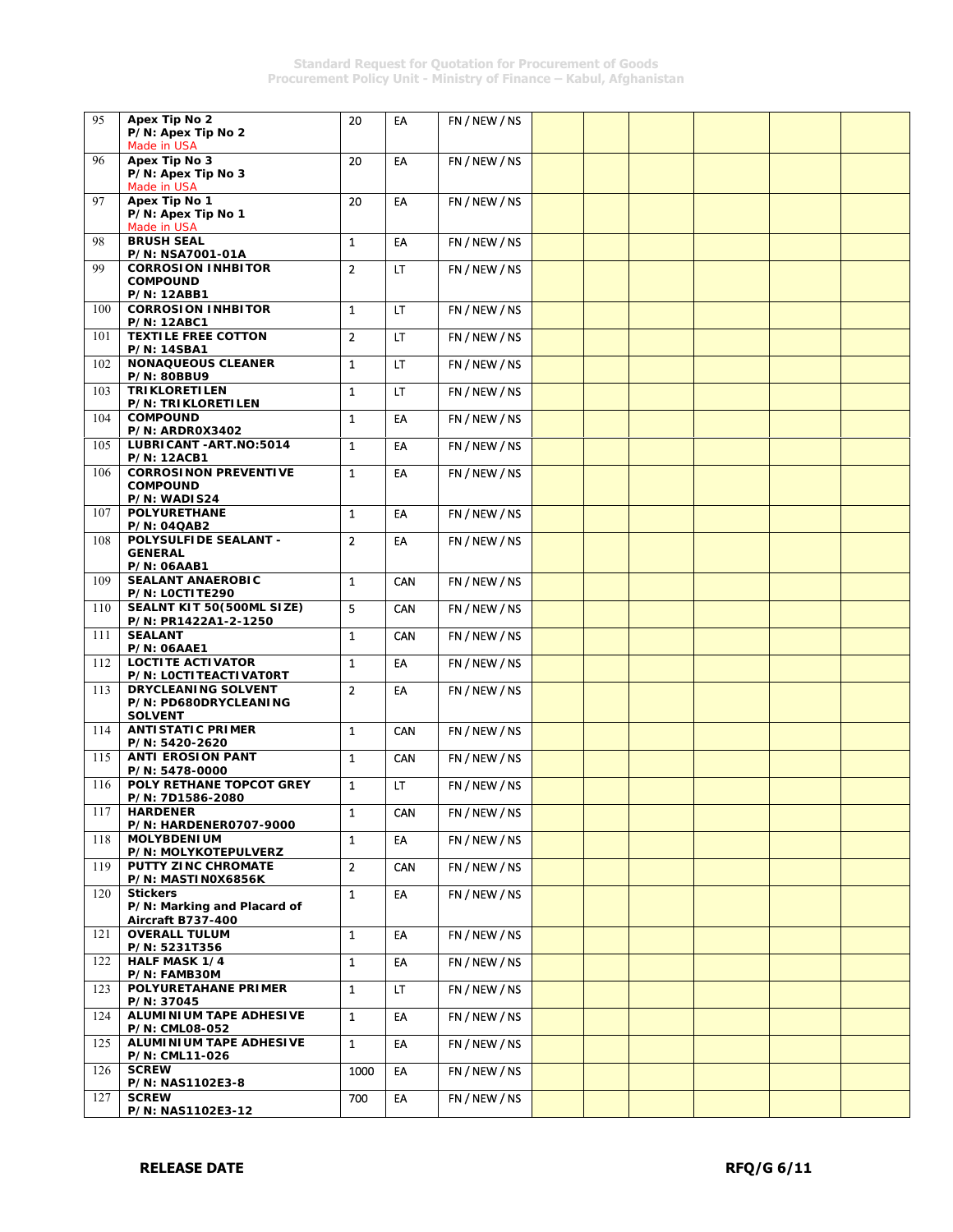| 95 | **Apex Tip No 2**<br>**P/N: Apex Tip No 2**<br>Made in USA | 20 | EA | FN / NEW / NS | | | | | | |
|---|---|---|---|---|---|---|---|---|---|---|
| 96 | **Apex Tip No 3**<br>**P/N: Apex Tip No 3**<br>Made in USA | 20 | EA | FN / NEW / NS | | | | | | |
| 97 | **Apex Tip No 1**<br>**P/N: Apex Tip No 1**<br>Made in USA | 20 | EA | FN / NEW / NS | | | | | | |
| 98 | **BRUSH SEAL**<br>**P/N: NSA7001-01A** | 1 | EA | FN / NEW / NS | | | | | | |
| 99 | **CORROSION INHBITOR COMPOUND**<br>**P/N: 12ABB1** | 2 | LT | FN / NEW / NS | | | | | | |
| 100 | **CORROSION INHBITOR**<br>**P/N: 12ABC1** | 1 | LT | FN / NEW / NS | | | | | | |
| 101 | **TEXTILE FREE COTTON**<br>**P/N: 14SBA1** | 2 | LT | FN / NEW / NS | | | | | | |
| 102 | **NONAQUEOUS CLEANER**<br>**P/N: 80BBU9** | 1 | LT | FN / NEW / NS | | | | | | |
| 103 | **TRIKLORETILEN**<br>**P/N: TRIKLORETILEN** | 1 | LT | FN / NEW / NS | | | | | | |
| 104 | **COMPOUND**<br>**P/N: ARDR0X3402** | 1 | EA | FN / NEW / NS | | | | | | |
| 105 | **LUBRICANT -ART.NO:5014**<br>**P/N: 12ACB1** | 1 | EA | FN / NEW / NS | | | | | | |
| 106 | **CORROSINON PREVENTIVE COMPOUND**<br>**P/N: WADIS24** | 1 | EA | FN / NEW / NS | | | | | | |
| 107 | **POLYURETHANE**<br>**P/N: 04QAB2** | 1 | EA | FN / NEW / NS | | | | | | |
| 108 | **POLYSULFIDE SEALANT - GENERAL**<br>**P/N: 06AAB1** | 2 | EA | FN / NEW / NS | | | | | | |
| 109 | **SEALANT ANAEROBIC**<br>**P/N: L0CTITE290** | 1 | CAN | FN / NEW / NS | | | | | | |
| 110 | **SEALNT KIT 50(500ML SIZE)**<br>**P/N: PR1422A1-2-1250** | 5 | CAN | FN / NEW / NS | | | | | | |
| 111 | **SEALANT**<br>**P/N: 06AAE1** | 1 | CAN | FN / NEW / NS | | | | | | |
| 112 | **LOCTITE ACTIVATOR**<br>**P/N: L0CTITEACTIVAT0RT** | 1 | EA | FN / NEW / NS | | | | | | |
| 113 | **DRYCLEANING SOLVENT**<br>**P/N: PD680DRYCLEANING SOLVENT** | 2 | EA | FN / NEW / NS | | | | | | |
| 114 | **ANTISTATIC PRIMER**<br>**P/N: 5420-2620** | 1 | CAN | FN / NEW / NS | | | | | | |
| 115 | **ANTI EROSION PANT**<br>**P/N: 5478-0000** | 1 | CAN | FN / NEW / NS | | | | | | |
| 116 | **POLY RETHANE TOPCOT GREY**<br>**P/N: 7D1586-2080** | 1 | LT | FN / NEW / NS | | | | | | |
| 117 | **HARDENER**<br>**P/N: HARDENER0707-9000** | 1 | CAN | FN / NEW / NS | | | | | | |
| 118 | **MOLYBDENIUM**<br>**P/N: MOLYKOTEPULVERZ** | 1 | EA | FN / NEW / NS | | | | | | |
| 119 | **PUTTY ZINC CHROMATE**<br>**P/N: MASTIN0X6856K** | 2 | CAN | FN / NEW / NS | | | | | | |
| 120 | **Stickers**<br>**P/N: Marking and Placard of Aircraft B737-400** | 1 | EA | FN / NEW / NS | | | | | | |
| 121 | **OVERALL TULUM**<br>**P/N: 5231T356** | 1 | EA | FN / NEW / NS | | | | | | |
| 122 | **HALF MASK 1/4**<br>**P/N: FAMB30M** | 1 | EA | FN / NEW / NS | | | | | | |
| 123 | **POLYURETAHANE PRIMER**<br>**P/N: 37045** | 1 | LT | FN / NEW / NS | | | | | | |
| 124 | **ALUMINIUM TAPE ADHESIVE**<br>**P/N: CML08-052** | 1 | EA | FN / NEW / NS | | | | | | |
| 125 | **ALUMINIUM TAPE ADHESIVE**<br>**P/N: CML11-026** | 1 | EA | FN / NEW / NS | | | | | | |
| 126 | **SCREW**<br>**P/N: NAS1102E3-8** | 1000 | EA | FN / NEW / NS | | | | | | |
| 127 | **SCREW**<br>**P/N: NAS1102E3-12** | 700 | EA | FN / NEW / NS | | | | | | |

**RELEASE DATE** **RFQ/G**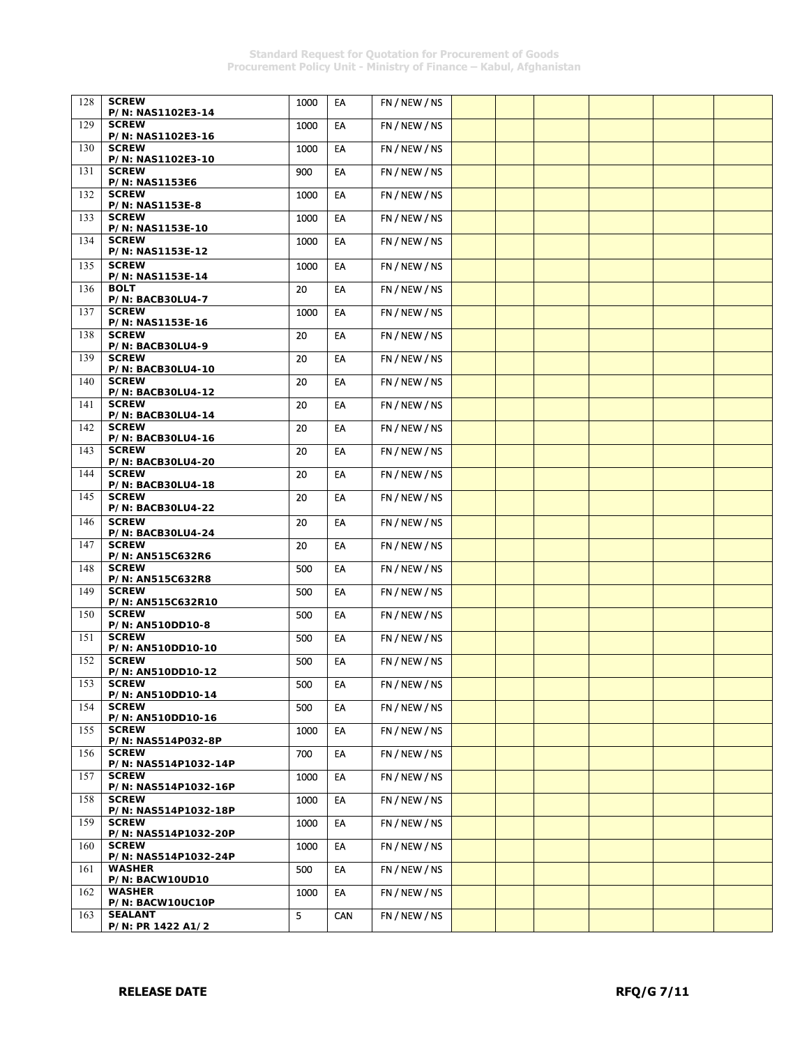| | | | | | | | | | | |
|---|---|---|---|---|---|---|---|---|---|---|
| 128 | **SCREW P/N: NAS1102E3-14** | 1000 | EA | FN / NEW / NS | | | | | | |
| 129 | **SCREW P/N: NAS1102E3-16** | 1000 | EA | FN / NEW / NS | | | | | | |
| 130 | **SCREW P/N: NAS1102E3-10** | 1000 | EA | FN / NEW / NS | | | | | | |
| 131 | **SCREW P/N: NAS1153E6** | 900 | EA | FN / NEW / NS | | | | | | |
| 132 | **SCREW P/N: NAS1153E-8** | 1000 | EA | FN / NEW / NS | | | | | | |
| 133 | **SCREW P/N: NAS1153E-10** | 1000 | EA | FN / NEW / NS | | | | | | |
| 134 | **SCREW P/N: NAS1153E-12** | 1000 | EA | FN / NEW / NS | | | | | | |
| 135 | **SCREW P/N: NAS1153E-14** | 1000 | EA | FN / NEW / NS | | | | | | |
| 136 | **BOLT P/N: BACB30LU4-7** | 20 | EA | FN / NEW / NS | | | | | | |
| 137 | **SCREW P/N: NAS1153E-16** | 1000 | EA | FN / NEW / NS | | | | | | |
| 138 | **SCREW P/N: BACB30LU4-9** | 20 | EA | FN / NEW / NS | | | | | | |
| 139 | **SCREW P/N: BACB30LU4-10** | 20 | EA | FN / NEW / NS | | | | | | |
| 140 | **SCREW P/N: BACB30LU4-12** | 20 | EA | FN / NEW / NS | | | | | | |
| 141 | **SCREW P/N: BACB30LU4-14** | 20 | EA | FN / NEW / NS | | | | | | |
| 142 | **SCREW P/N: BACB30LU4-16** | 20 | EA | FN / NEW / NS | | | | | | |
| 143 | **SCREW P/N: BACB30LU4-20** | 20 | EA | FN / NEW / NS | | | | | | |
| 144 | **SCREW P/N: BACB30LU4-18** | 20 | EA | FN / NEW / NS | | | | | | |
| 145 | **SCREW P/N: BACB30LU4-22** | 20 | EA | FN / NEW / NS | | | | | | |
| 146 | **SCREW P/N: BACB30LU4-24** | 20 | EA | FN / NEW / NS | | | | | | |
| 147 | **SCREW P/N: AN515C632R6** | 20 | EA | FN / NEW / NS | | | | | | |
| 148 | **SCREW P/N: AN515C632R8** | 500 | EA | FN / NEW / NS | | | | | | |
| 149 | **SCREW P/N: AN515C632R10** | 500 | EA | FN / NEW / NS | | | | | | |
| 150 | **SCREW P/N: AN510DD10-8** | 500 | EA | FN / NEW / NS | | | | | | |
| 151 | **SCREW P/N: AN510DD10-10** | 500 | EA | FN / NEW / NS | | | | | | |
| 152 | **SCREW P/N: AN510DD10-12** | 500 | EA | FN / NEW / NS | | | | | | |
| 153 | **SCREW P/N: AN510DD10-14** | 500 | EA | FN / NEW / NS | | | | | | |
| 154 | **SCREW P/N: AN510DD10-16** | 500 | EA | FN / NEW / NS | | | | | | |
| 155 | **SCREW P/N: NAS514P032-8P** | 1000 | EA | FN / NEW / NS | | | | | | |
| 156 | **SCREW P/N: NAS514P1032-14P** | 700 | EA | FN / NEW / NS | | | | | | |
| 157 | **SCREW P/N: NAS514P1032-16P** | 1000 | EA | FN / NEW / NS | | | | | | |
| 158 | **SCREW P/N: NAS514P1032-18P** | 1000 | EA | FN / NEW / NS | | | | | | |
| 159 | **SCREW P/N: NAS514P1032-20P** | 1000 | EA | FN / NEW / NS | | | | | | |
| 160 | **SCREW P/N: NAS514P1032-24P** | 1000 | EA | FN / NEW / NS | | | | | | |
| 161 | **WASHER P/N: BACW10UD10** | 500 | EA | FN / NEW / NS | | | | | | |
| 162 | **WASHER P/N: BACW10UC10P** | 1000 | EA | FN / NEW / NS | | | | | | |
| 163 | **SEALANT P/N: PR 1422 A1/2** | 5 | CAN | FN / NEW / NS | | | | | | |

**RELEASE DATE**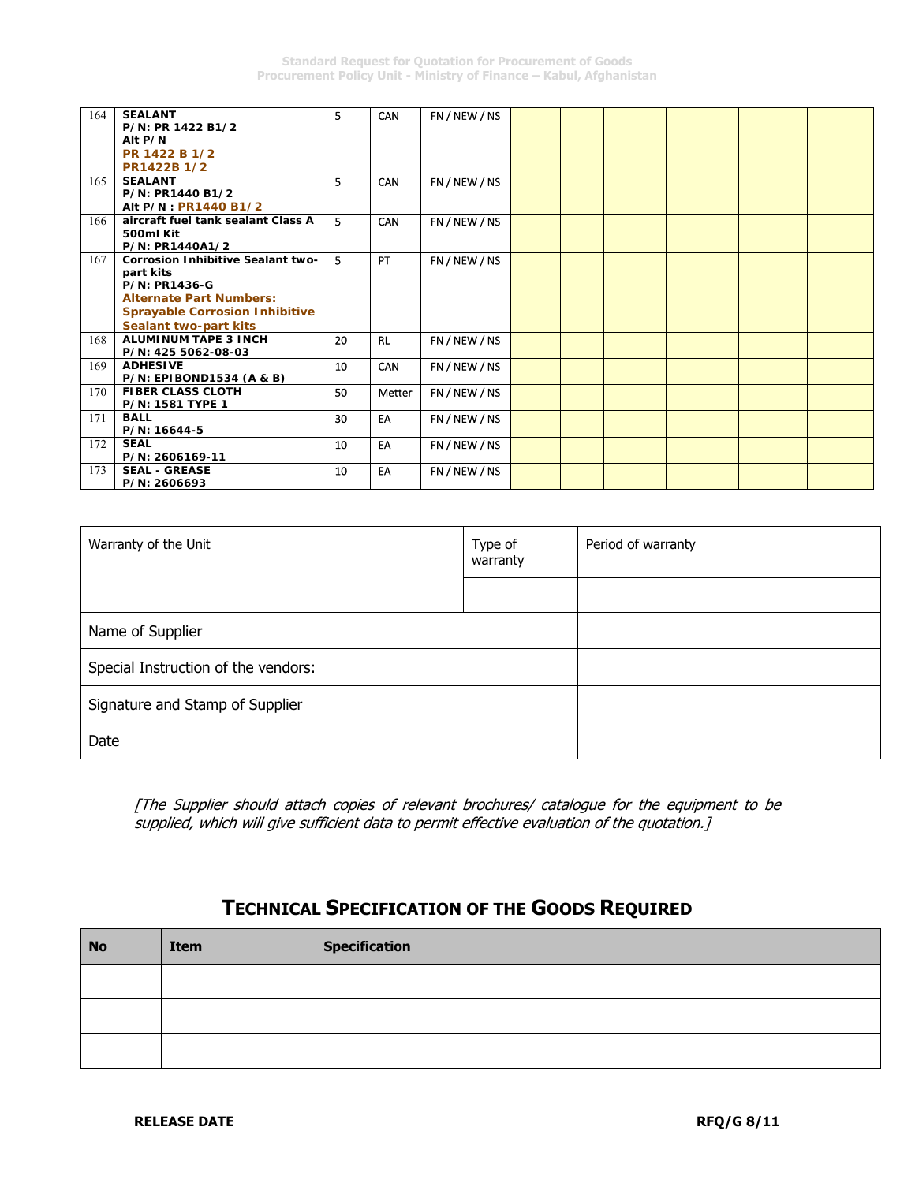| 164 | **SEALANT**<br>**P/N: PR 1422 B1/2**<br>**Alt P/N**<br>**PR 1422 B 1/2**<br>**PR1422B 1/2** | 5 | CAN | FN / NEW / NS | | | | | | |
|---|---|---|---|---|---|---|---|---|---|---|
| 165 | **SEALANT**<br>**P/N: PR1440 B1/2**<br>**Alt P/N : PR1440 B1/2** | 5 | CAN | FN / NEW / NS | | | | | | |
| 166 | **aircraft fuel tank sealant Class A 500ml Kit**<br>**P/N: PR1440A1/2** | 5 | CAN | FN / NEW / NS | | | | | | |
| 167 | **Corrosion Inhibitive Sealant two-part kits**<br>**P/N: PR1436-G**<br>**Alternate Part Numbers:**<br>**Sprayable Corrosion Inhibitive Sealant two-part kits** | 5 | PT | FN / NEW / NS | | | | | | |
| 168 | **ALUMINUM TAPE 3 INCH**<br>**P/N: 425 5062-08-03** | 20 | RL | FN / NEW / NS | | | | | | |
| 169 | **ADHESIVE**<br>**P/N: EPIBOND1534 (A & B)** | 10 | CAN | FN / NEW / NS | | | | | | |
| 170 | **FIBER CLASS CLOTH**<br>**P/N: 1581 TYPE 1** | 50 | Metter | FN / NEW / NS | | | | | | |
| 171 | **BALL**<br>**P/N: 16644-5** | 30 | EA | FN / NEW / NS | | | | | | |
| 172 | **SEAL**<br>**P/N: 2606169-11** | 10 | EA | FN / NEW / NS | | | | | | |
| 173 | **SEAL - GREASE**<br>**P/N: 2606693** | 10 | EA | FN / NEW / NS | | | | | | |

| Warranty of the Unit | Type of warranty | Period of warranty |
|---|---|---|
| | | |
| Name of Supplier | | |
| Special Instruction of the vendors: | | |
| Signature and Stamp of Supplier | | |
| Date | | |

*[The Supplier should attach copies of relevant brochures/ catalogue for the equipment to be supplied, which will give sufficient data to permit effective evaluation of the quotation.]*

## TECHNICAL SPECIFICATION OF THE GOODS REQUIRED

| No | Item | Specification |
|---|---|---|
| | | |
| | | |
| | | |

**RELEASE DATE**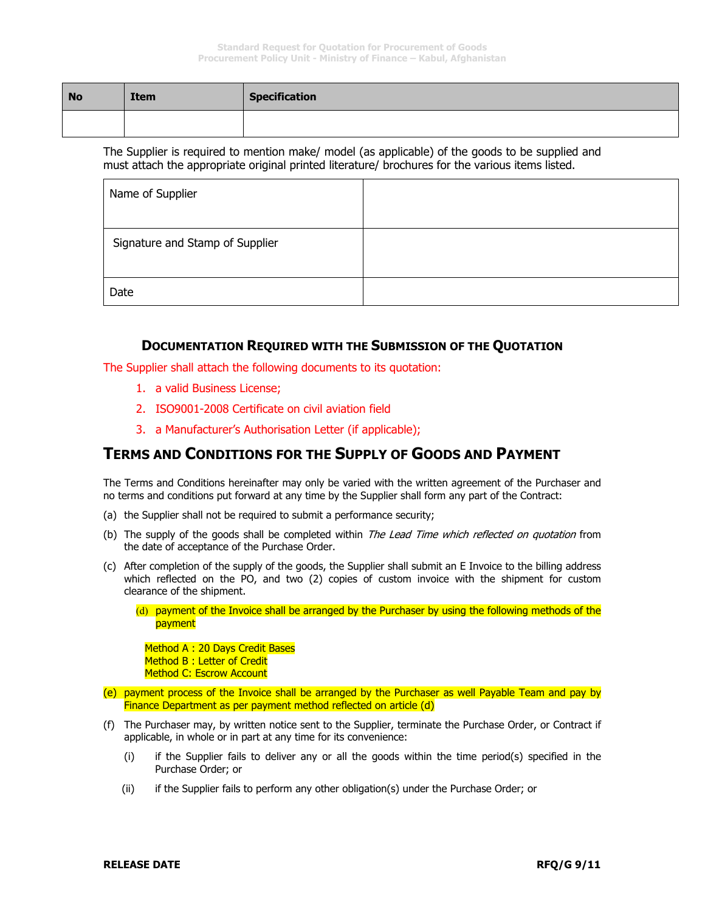| No | Item | Specification |
|---|---|---|
| | | |

The Supplier is required to mention make/ model (as applicable) of the goods to be supplied and must attach the appropriate original printed literature/ brochures for the various items listed.

| Name of Supplier | |
|---|---|
| Signature and Stamp of Supplier | |
| Date | |

### DOCUMENTATION REQUIRED WITH THE SUBMISSION OF THE QUOTATION

The Supplier shall attach the following documents to its quotation:

1. a valid Business License;
2. ISO9001-2008 Certificate on civil aviation field
3. a Manufacturer's Authorisation Letter (if applicable);

## TERMS AND CONDITIONS FOR THE SUPPLY OF GOODS AND PAYMENT

The Terms and Conditions hereinafter may only be varied with the written agreement of the Purchaser and no terms and conditions put forward at any time by the Supplier shall form any part of the Contract:

(a) the Supplier shall not be required to submit a performance security;

(b) The supply of the goods shall be completed within *The Lead Time which reflected on quotation* from the date of acceptance of the Purchase Order.

(c) After completion of the supply of the goods, the Supplier shall submit an E Invoice to the billing address which reflected on the PO, and two (2) copies of custom invoice with the shipment for custom clearance of the shipment.

(d) payment of the Invoice shall be arranged by the Purchaser by using the following methods of the payment

Method A : 20 Days Credit Bases
Method B : Letter of Credit
Method C: Escrow Account

(e) payment process of the Invoice shall be arranged by the Purchaser as well Payable Team and pay by Finance Department as per payment method reflected on article (d)

(f) The Purchaser may, by written notice sent to the Supplier, terminate the Purchase Order, or Contract if applicable, in whole or in part at any time for its convenience:

(i) if the Supplier fails to deliver any or all the goods within the time period(s) specified in the Purchase Order; or

(ii) if the Supplier fails to perform any other obligation(s) under the Purchase Order; or

RELEASE DATE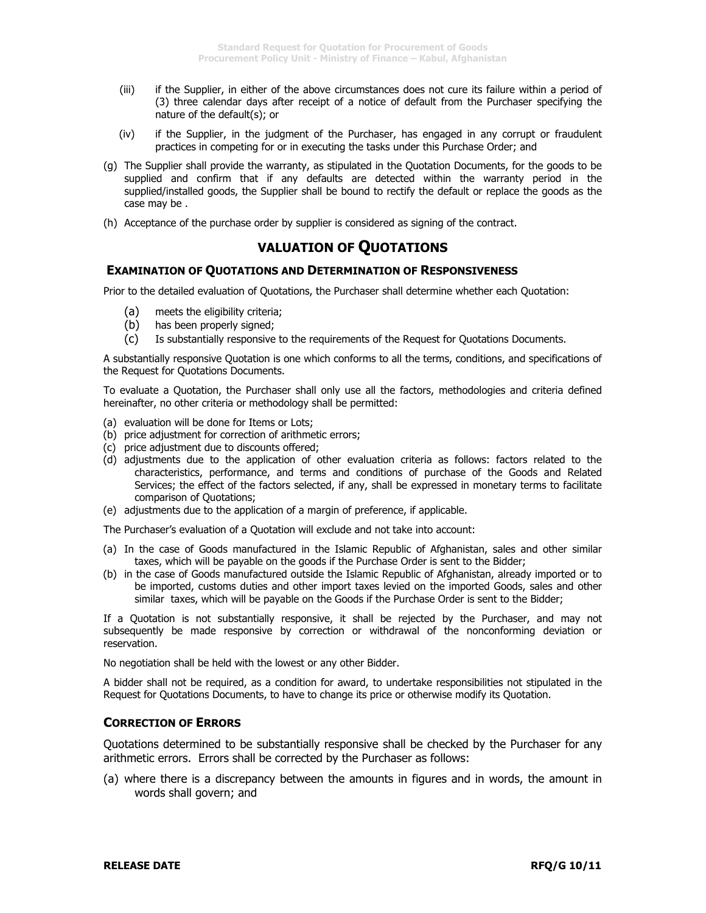(iii) if the Supplier, in either of the above circumstances does not cure its failure within a period of (3) three calendar days after receipt of a notice of default from the Purchaser specifying the nature of the default(s); or

(iv) if the Supplier, in the judgment of the Purchaser, has engaged in any corrupt or fraudulent practices in competing for or in executing the tasks under this Purchase Order; and

(g) The Supplier shall provide the warranty, as stipulated in the Quotation Documents, for the goods to be supplied and confirm that if any defaults are detected within the warranty period in the supplied/installed goods, the Supplier shall be bound to rectify the default or replace the goods as the case may be .

(h) Acceptance of the purchase order by supplier is considered as signing of the contract.

## VALUATION OF QUOTATIONS

### EXAMINATION OF QUOTATIONS AND DETERMINATION OF RESPONSIVENESS

Prior to the detailed evaluation of Quotations, the Purchaser shall determine whether each Quotation:

(a) meets the eligibility criteria;
(b) has been properly signed;
(c) Is substantially responsive to the requirements of the Request for Quotations Documents.

A substantially responsive Quotation is one which conforms to all the terms, conditions, and specifications of the Request for Quotations Documents.

To evaluate a Quotation, the Purchaser shall only use all the factors, methodologies and criteria defined hereinafter, no other criteria or methodology shall be permitted:

(a) evaluation will be done for Items or Lots;
(b) price adjustment for correction of arithmetic errors;
(c) price adjustment due to discounts offered;
(d) adjustments due to the application of other evaluation criteria as follows: factors related to the characteristics, performance, and terms and conditions of purchase of the Goods and Related Services; the effect of the factors selected, if any, shall be expressed in monetary terms to facilitate comparison of Quotations;
(e) adjustments due to the application of a margin of preference, if applicable.

The Purchaser's evaluation of a Quotation will exclude and not take into account:

(a) In the case of Goods manufactured in the Islamic Republic of Afghanistan, sales and other similar taxes, which will be payable on the goods if the Purchase Order is sent to the Bidder;
(b) in the case of Goods manufactured outside the Islamic Republic of Afghanistan, already imported or to be imported, customs duties and other import taxes levied on the imported Goods, sales and other similar taxes, which will be payable on the Goods if the Purchase Order is sent to the Bidder;

If a Quotation is not substantially responsive, it shall be rejected by the Purchaser, and may not subsequently be made responsive by correction or withdrawal of the nonconforming deviation or reservation.

No negotiation shall be held with the lowest or any other Bidder.

A bidder shall not be required, as a condition for award, to undertake responsibilities not stipulated in the Request for Quotations Documents, to have to change its price or otherwise modify its Quotation.

### CORRECTION OF ERRORS

Quotations determined to be substantially responsive shall be checked by the Purchaser for any arithmetic errors. Errors shall be corrected by the Purchaser as follows:

(a) where there is a discrepancy between the amounts in figures and in words, the amount in words shall govern; and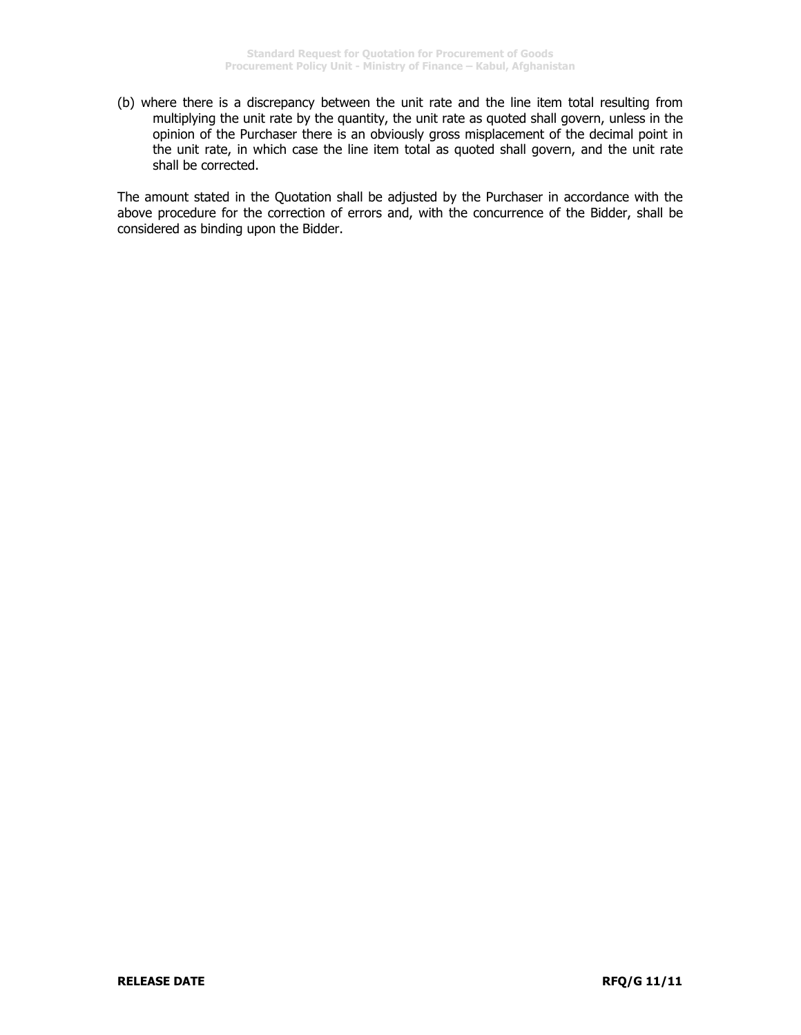(b) where there is a discrepancy between the unit rate and the line item total resulting from multiplying the unit rate by the quantity, the unit rate as quoted shall govern, unless in the opinion of the Purchaser there is an obviously gross misplacement of the decimal point in the unit rate, in which case the line item total as quoted shall govern, and the unit rate shall be corrected.

The amount stated in the Quotation shall be adjusted by the Purchaser in accordance with the above procedure for the correction of errors and, with the concurrence of the Bidder, shall be considered as binding upon the Bidder.